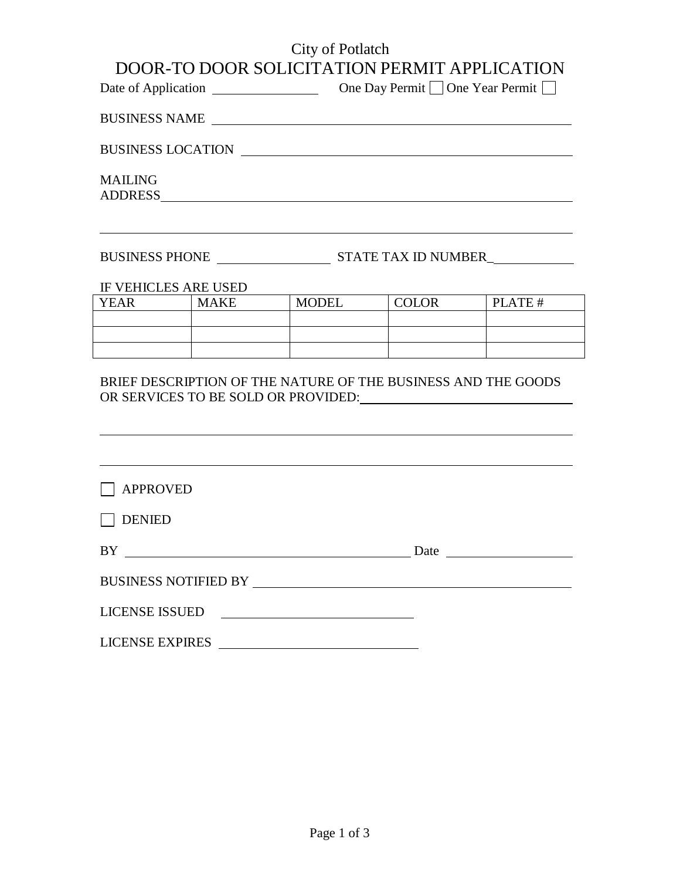City of Potlatch

# DOOR-TO DOOR SOLICITATION PERMIT APPLICATION

Date of Application ________________ One Day Permit ☐ One Year Permit ☐

BUSINESS NAME ____________________________________________________

BUSINESS LOCATION ________________________________________________

MAILING ADDRESS___________________________________________________

__________________________________________________________________

BUSINESS PHONE ________________ STATE TAX ID NUMBER_____________

IF VEHICLES ARE USED

| YEAR | MAKE | MODEL | COLOR | PLATE # |
|---|---|---|---|---|
| | | | | |
| | | | | |
| | | | | |

BRIEF DESCRIPTION OF THE NATURE OF THE BUSINESS AND THE GOODS OR SERVICES TO BE SOLD OR PROVIDED:________________________________

__________________________________________________________________

__________________________________________________________________

☐ APPROVED

☐ DENIED

BY ____________________________________________ Date __________________

BUSINESS NOTIFIED BY ______________________________________________

LICENSE ISSUED ____________________________

LICENSE EXPIRES ____________________________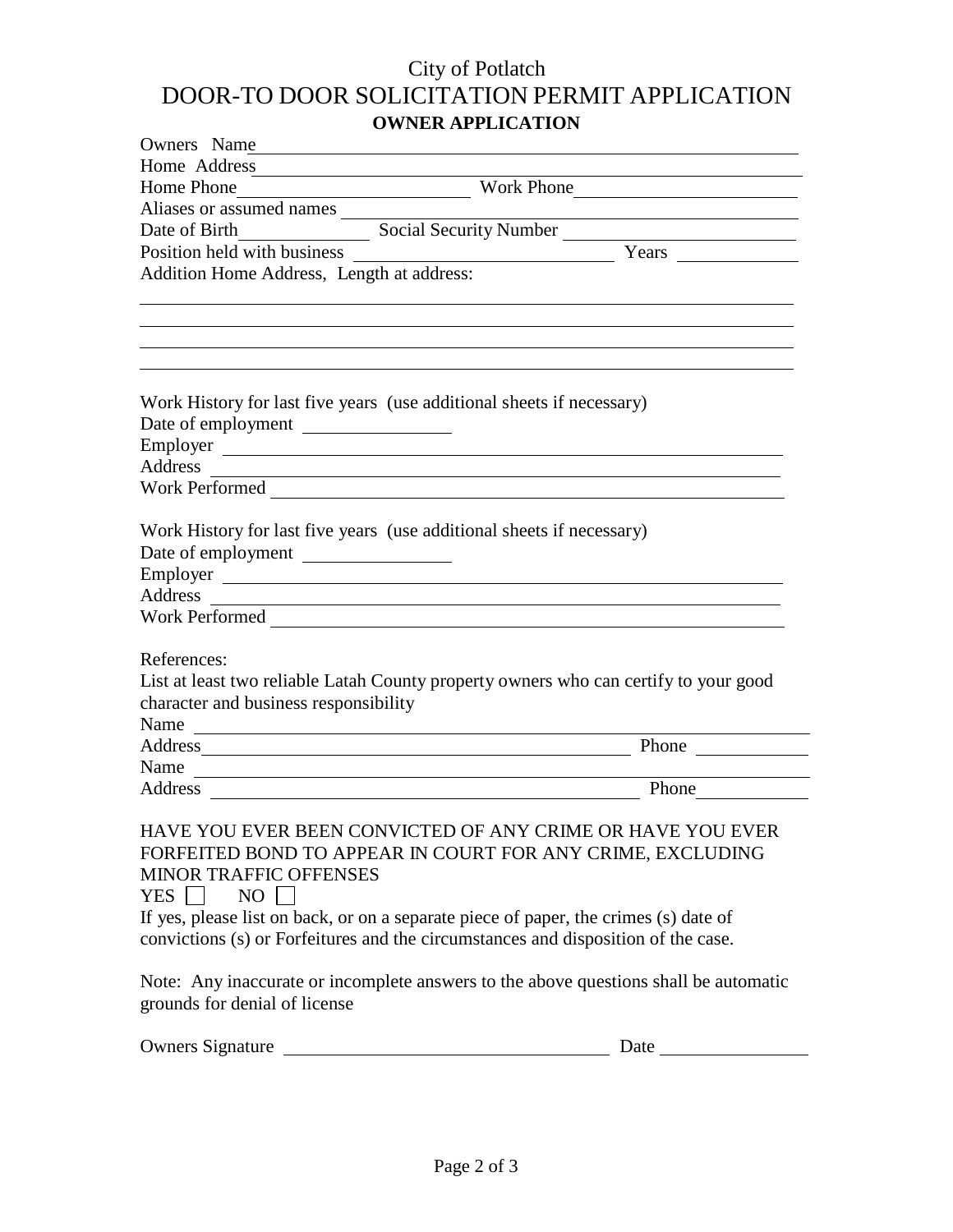# City of Potlatch

# DOOR-TO DOOR SOLICITATION PERMIT APPLICATION

## OWNER APPLICATION

Owners Name \_\_\_\_\_\_\_\_\_\_\_\_\_\_\_\_\_\_\_\_\_\_\_\_\_\_\_\_\_\_\_\_\_\_\_\_\_\_\_\_

Home Address \_\_\_\_\_\_\_\_\_\_\_\_\_\_\_\_\_\_\_\_\_\_\_\_\_\_\_\_\_\_\_\_\_\_\_\_\_\_\_\_

Home Phone \_\_\_\_\_\_\_\_\_\_\_\_\_\_\_\_ Work Phone \_\_\_\_\_\_\_\_\_\_\_\_\_\_\_\_

Aliases or assumed names \_\_\_\_\_\_\_\_\_\_\_\_\_\_\_\_\_\_\_\_\_\_\_\_\_\_\_\_\_\_\_\_

Date of Birth \_\_\_\_\_\_\_\_\_\_ Social Security Number \_\_\_\_\_\_\_\_\_\_\_\_\_\_\_\_

Position held with business \_\_\_\_\_\_\_\_\_\_\_\_\_\_\_\_\_\_\_\_ Years \_\_\_\_\_\_\_\_

Addition Home Address, Length at address:

\_\_\_\_\_\_\_\_\_\_\_\_\_\_\_\_\_\_\_\_\_\_\_\_\_\_\_\_\_\_\_\_\_\_\_\_\_\_\_\_\_\_\_\_\_\_\_\_\_\_\_\_

\_\_\_\_\_\_\_\_\_\_\_\_\_\_\_\_\_\_\_\_\_\_\_\_\_\_\_\_\_\_\_\_\_\_\_\_\_\_\_\_\_\_\_\_\_\_\_\_\_\_\_\_

\_\_\_\_\_\_\_\_\_\_\_\_\_\_\_\_\_\_\_\_\_\_\_\_\_\_\_\_\_\_\_\_\_\_\_\_\_\_\_\_\_\_\_\_\_\_\_\_\_\_\_\_

\_\_\_\_\_\_\_\_\_\_\_\_\_\_\_\_\_\_\_\_\_\_\_\_\_\_\_\_\_\_\_\_\_\_\_\_\_\_\_\_\_\_\_\_\_\_\_\_\_\_\_\_

Work History for last five years (use additional sheets if necessary)

Date of employment \_\_\_\_\_\_\_\_\_\_\_\_

Employer \_\_\_\_\_\_\_\_\_\_\_\_\_\_\_\_\_\_\_\_\_\_\_\_\_\_\_\_\_\_\_\_\_\_\_\_\_\_\_\_

Address \_\_\_\_\_\_\_\_\_\_\_\_\_\_\_\_\_\_\_\_\_\_\_\_\_\_\_\_\_\_\_\_\_\_\_\_\_\_\_\_

Work Performed \_\_\_\_\_\_\_\_\_\_\_\_\_\_\_\_\_\_\_\_\_\_\_\_\_\_\_\_\_\_\_\_\_\_\_\_

Work History for last five years (use additional sheets if necessary)

Date of employment \_\_\_\_\_\_\_\_\_\_\_\_

Employer \_\_\_\_\_\_\_\_\_\_\_\_\_\_\_\_\_\_\_\_\_\_\_\_\_\_\_\_\_\_\_\_\_\_\_\_\_\_\_\_

Address \_\_\_\_\_\_\_\_\_\_\_\_\_\_\_\_\_\_\_\_\_\_\_\_\_\_\_\_\_\_\_\_\_\_\_\_\_\_\_\_

Work Performed \_\_\_\_\_\_\_\_\_\_\_\_\_\_\_\_\_\_\_\_\_\_\_\_\_\_\_\_\_\_\_\_\_\_\_\_

References:

List at least two reliable Latah County property owners who can certify to your good character and business responsibility

Name \_\_\_\_\_\_\_\_\_\_\_\_\_\_\_\_\_\_\_\_\_\_\_\_\_\_\_\_\_\_\_\_\_\_\_\_\_\_\_\_\_\_\_\_

Address \_\_\_\_\_\_\_\_\_\_\_\_\_\_\_\_\_\_\_\_\_\_\_\_\_\_\_\_\_\_\_\_ Phone \_\_\_\_\_\_\_\_

Name \_\_\_\_\_\_\_\_\_\_\_\_\_\_\_\_\_\_\_\_\_\_\_\_\_\_\_\_\_\_\_\_\_\_\_\_\_\_\_\_\_\_\_\_

Address \_\_\_\_\_\_\_\_\_\_\_\_\_\_\_\_\_\_\_\_\_\_\_\_\_\_\_\_\_\_\_\_ Phone \_\_\_\_\_\_\_\_

HAVE YOU EVER BEEN CONVICTED OF ANY CRIME OR HAVE YOU EVER FORFEITED BOND TO APPEAR IN COURT FOR ANY CRIME, EXCLUDING MINOR TRAFFIC OFFENSES

YES ☐ NO ☐

If yes, please list on back, or on a separate piece of paper, the crimes (s) date of convictions (s) or Forfeitures and the circumstances and disposition of the case.

Note: Any inaccurate or incomplete answers to the above questions shall be automatic grounds for denial of license

Owners Signature \_\_\_\_\_\_\_\_\_\_\_\_\_\_\_\_\_\_\_\_\_\_\_\_ Date \_\_\_\_\_\_\_\_\_\_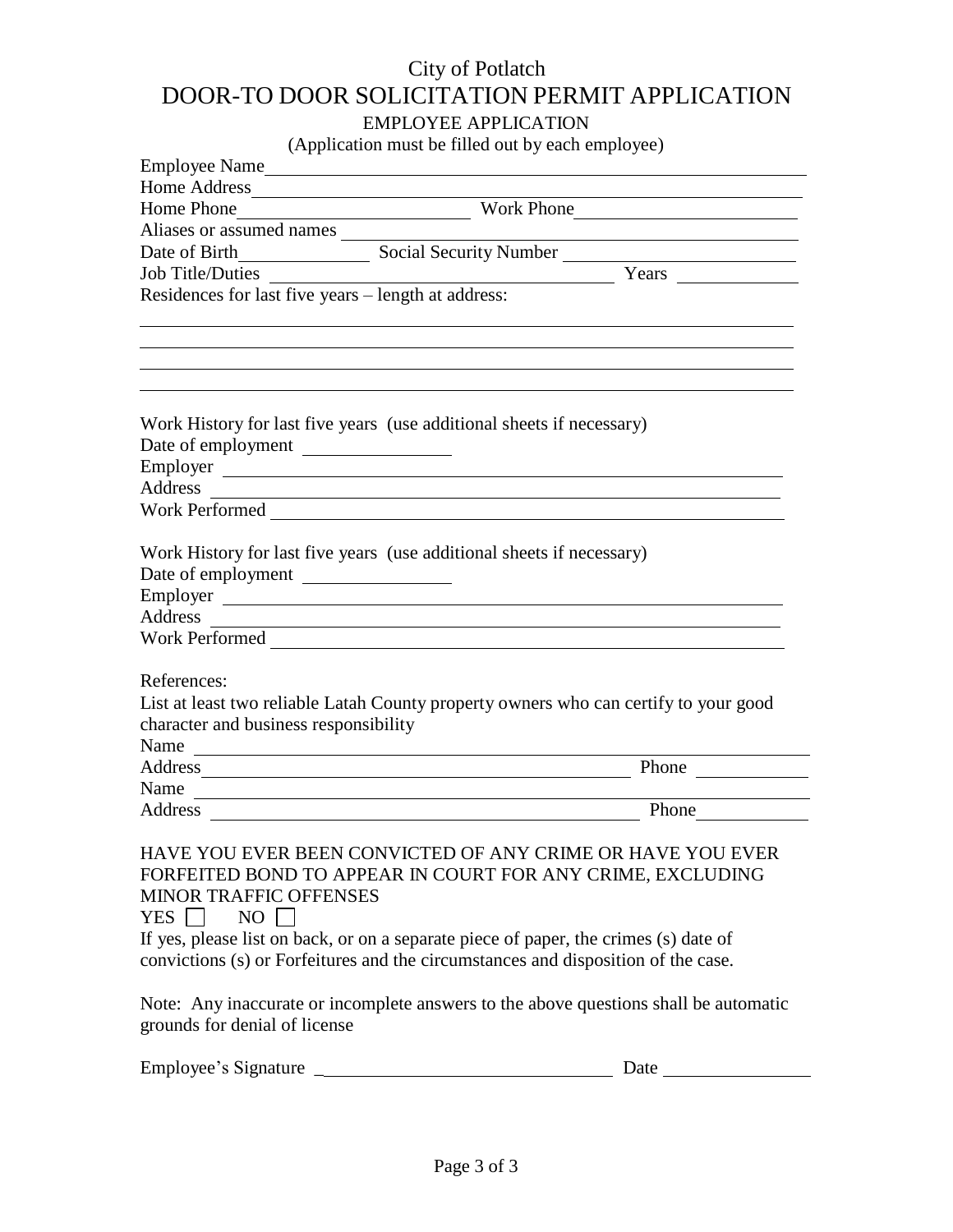# City of Potlatch

# DOOR-TO DOOR SOLICITATION PERMIT APPLICATION

## EMPLOYEE APPLICATION

(Application must be filled out by each employee)

Employee Name\_\_\_\_\_\_\_\_\_\_\_\_\_\_\_\_\_\_\_\_\_\_\_\_\_\_\_\_\_\_\_\_\_\_\_\_\_\_\_\_

Home Address\_\_\_\_\_\_\_\_\_\_\_\_\_\_\_\_\_\_\_\_\_\_\_\_\_\_\_\_\_\_\_\_\_\_\_\_\_\_\_\_

Home Phone\_\_\_\_\_\_\_\_\_\_\_\_\_\_\_\_\_\_\_\_ Work Phone\_\_\_\_\_\_\_\_\_\_\_\_\_\_\_\_\_\_\_\_

Aliases or assumed names \_\_\_\_\_\_\_\_\_\_\_\_\_\_\_\_\_\_\_\_\_\_\_\_\_\_\_\_\_\_\_\_

Date of Birth\_\_\_\_\_\_\_\_\_\_\_\_ Social Security Number \_\_\_\_\_\_\_\_\_\_\_\_\_\_\_\_\_\_\_\_

Job Title/Duties \_\_\_\_\_\_\_\_\_\_\_\_\_\_\_\_\_\_\_\_\_\_\_\_\_\_\_\_ Years \_\_\_\_\_\_\_\_\_\_

Residences for last five years – length at address:

\_\_\_\_\_\_\_\_\_\_\_\_\_\_\_\_\_\_\_\_\_\_\_\_\_\_\_\_\_\_\_\_\_\_\_\_\_\_\_\_\_\_\_\_\_\_\_\_\_\_\_\_\_\_\_\_

\_\_\_\_\_\_\_\_\_\_\_\_\_\_\_\_\_\_\_\_\_\_\_\_\_\_\_\_\_\_\_\_\_\_\_\_\_\_\_\_\_\_\_\_\_\_\_\_\_\_\_\_\_\_\_\_

\_\_\_\_\_\_\_\_\_\_\_\_\_\_\_\_\_\_\_\_\_\_\_\_\_\_\_\_\_\_\_\_\_\_\_\_\_\_\_\_\_\_\_\_\_\_\_\_\_\_\_\_\_\_\_\_

\_\_\_\_\_\_\_\_\_\_\_\_\_\_\_\_\_\_\_\_\_\_\_\_\_\_\_\_\_\_\_\_\_\_\_\_\_\_\_\_\_\_\_\_\_\_\_\_\_\_\_\_\_\_\_\_

Work History for last five years (use additional sheets if necessary)

Date of employment \_\_\_\_\_\_\_\_\_\_\_\_

Employer \_\_\_\_\_\_\_\_\_\_\_\_\_\_\_\_\_\_\_\_\_\_\_\_\_\_\_\_\_\_\_\_\_\_\_\_\_\_\_\_\_\_\_\_

Address \_\_\_\_\_\_\_\_\_\_\_\_\_\_\_\_\_\_\_\_\_\_\_\_\_\_\_\_\_\_\_\_\_\_\_\_\_\_\_\_\_\_\_\_

Work Performed \_\_\_\_\_\_\_\_\_\_\_\_\_\_\_\_\_\_\_\_\_\_\_\_\_\_\_\_\_\_\_\_\_\_\_\_\_\_\_\_

Work History for last five years (use additional sheets if necessary)

Date of employment \_\_\_\_\_\_\_\_\_\_\_\_

Employer \_\_\_\_\_\_\_\_\_\_\_\_\_\_\_\_\_\_\_\_\_\_\_\_\_\_\_\_\_\_\_\_\_\_\_\_\_\_\_\_\_\_\_\_

Address \_\_\_\_\_\_\_\_\_\_\_\_\_\_\_\_\_\_\_\_\_\_\_\_\_\_\_\_\_\_\_\_\_\_\_\_\_\_\_\_\_\_\_\_

Work Performed \_\_\_\_\_\_\_\_\_\_\_\_\_\_\_\_\_\_\_\_\_\_\_\_\_\_\_\_\_\_\_\_\_\_\_\_\_\_\_\_

References:

List at least two reliable Latah County property owners who can certify to your good character and business responsibility

Name \_\_\_\_\_\_\_\_\_\_\_\_\_\_\_\_\_\_\_\_\_\_\_\_\_\_\_\_\_\_\_\_\_\_\_\_\_\_\_\_\_\_\_\_\_\_

Address\_\_\_\_\_\_\_\_\_\_\_\_\_\_\_\_\_\_\_\_\_\_\_\_\_\_\_\_\_\_\_\_\_\_ Phone \_\_\_\_\_\_\_\_\_\_

Name \_\_\_\_\_\_\_\_\_\_\_\_\_\_\_\_\_\_\_\_\_\_\_\_\_\_\_\_\_\_\_\_\_\_\_\_\_\_\_\_\_\_\_\_\_\_

Address \_\_\_\_\_\_\_\_\_\_\_\_\_\_\_\_\_\_\_\_\_\_\_\_\_\_\_\_\_\_\_\_\_\_ Phone\_\_\_\_\_\_\_\_\_\_

HAVE YOU EVER BEEN CONVICTED OF ANY CRIME OR HAVE YOU EVER FORFEITED BOND TO APPEAR IN COURT FOR ANY CRIME, EXCLUDING MINOR TRAFFIC OFFENSES

YES ☐ NO ☐

If yes, please list on back, or on a separate piece of paper, the crimes (s) date of convictions (s) or Forfeitures and the circumstances and disposition of the case.

Note: Any inaccurate or incomplete answers to the above questions shall be automatic grounds for denial of license

Employee's Signature \_\_\_\_\_\_\_\_\_\_\_\_\_\_\_\_\_\_\_\_\_\_\_\_\_\_\_\_ Date \_\_\_\_\_\_\_\_\_\_\_\_